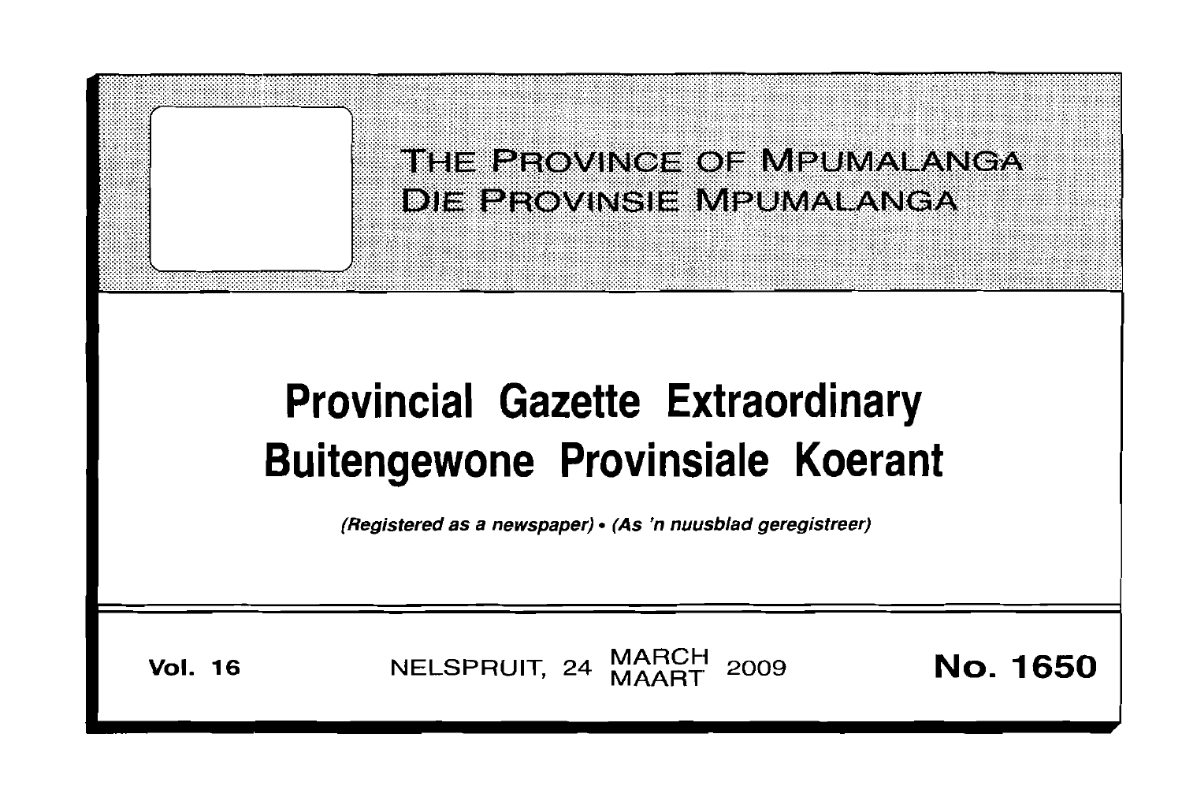THE PROVINCE OF MPUMALANGA
DIE PROVINSIE MPUMALANGA

# Provincial Gazette Extraordinary
# Buitengewone Provinsiale Koerant

*(Registered as a newspaper)* • *(As 'n nuusblad geregistreer)*

**Vol. 16** NELSPRUIT, 24 MARCH MAART 2009 **No. 1650**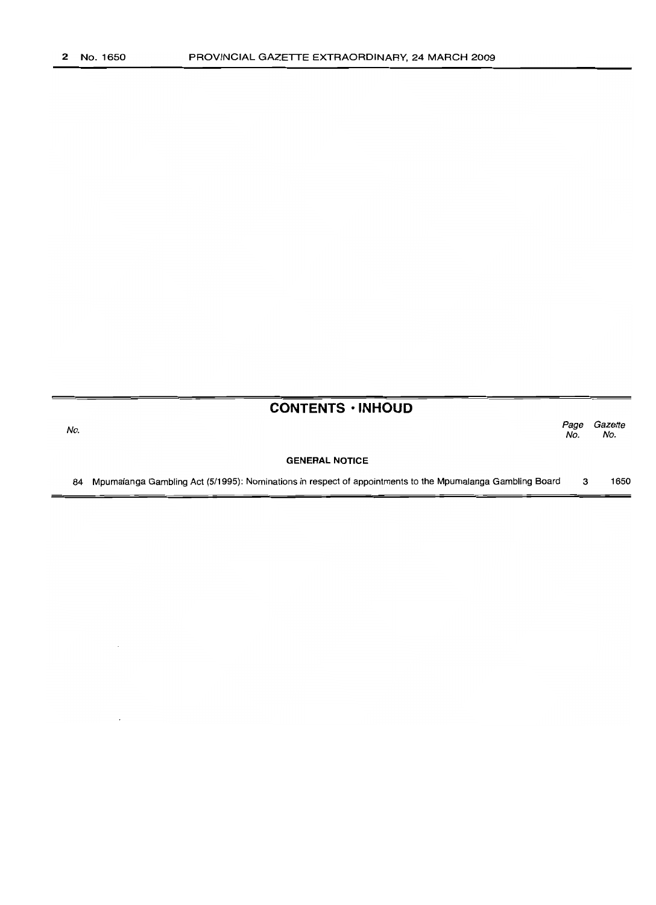## CONTENTS · INHOUD

| No. | | Page No. | Gazette No. |
|---|---|---|---|
| | **GENERAL NOTICE** | | |
| 84 | Mpumalanga Gambling Act (5/1995): Nominations in respect of appointments to the Mpumalanga Gambling Board | 3 | 1650 |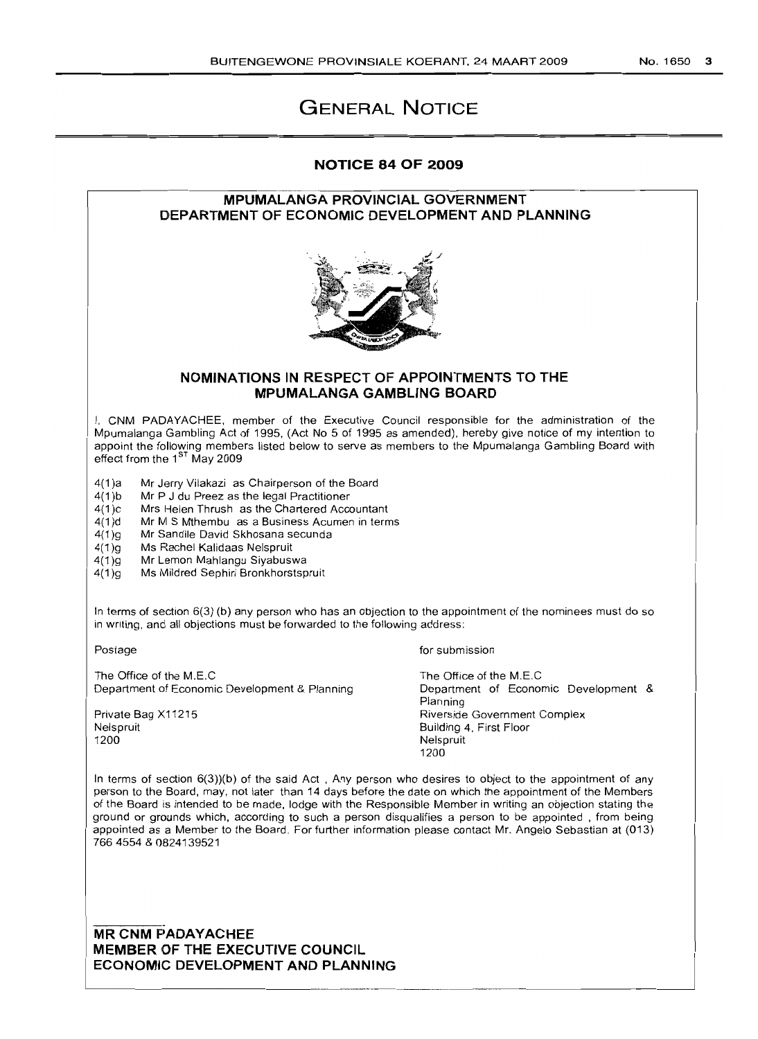# GENERAL NOTICE

## NOTICE 84 OF 2009

## MPUMALANGA PROVINCIAL GOVERNMENT
## DEPARTMENT OF ECONOMIC DEVELOPMENT AND PLANNING

### NOMINATIONS IN RESPECT OF APPOINTMENTS TO THE MPUMALANGA GAMBLING BOARD

I, CNM PADAYACHEE, member of the Executive Council responsible for the administration of the Mpumalanga Gambling Act of 1995, (Act No 5 of 1995 as amended), hereby give notice of my intention to appoint the following members listed below to serve as members to the Mpumalanga Gambling Board with effect from the 1[ST] May 2009

- 4(1)a Mr Jerry Vilakazi as Chairperson of the Board
- 4(1)b Mr P J du Preez as the legal Practitioner
- 4(1)c Mrs Helen Thrush as the Chartered Accountant
- 4(1)d Mr M S Mthembu as a Business Acumen in terms
- 4(1)g Mr Sandile David Skhosana secunda
- 4(1)g Ms Rachel Kalidaas Nelspruit
- 4(1)g Mr Lemon Mahlangu Siyabuswa
- 4(1)g Ms Mildred Sephiri Bronkhorstspruit

In terms of section 6(3) (b) any person who has an objection to the appointment of the nominees must do so in writing, and all objections must be forwarded to the following address:

| Postage | for submission |
|---|---|
| The Office of the M.E.C<br>Department of Economic Development & Planning | The Office of the M.E.C<br>Department of Economic Development & Planning |
| Private Bag X11215<br>Nelspruit<br>1200 | Riverside Government Complex<br>Building 4, First Floor<br>Nelspruit<br>1200 |

In terms of section 6(3))(b) of the said Act , Any person who desires to object to the appointment of any person to the Board, may, not later than 14 days before the date on which the appointment of the Members of the Board is intended to be made, lodge with the Responsible Member in writing an objection stating the ground or grounds which, according to such a person disqualifies a person to be appointed , from being appointed as a Member to the Board. For further information please contact Mr. Angelo Sebastian at (013) 766 4554 & 0824139521

**MR CNM PADAYACHEE**
**MEMBER OF THE EXECUTIVE COUNCIL**
**ECONOMIC DEVELOPMENT AND PLANNING**